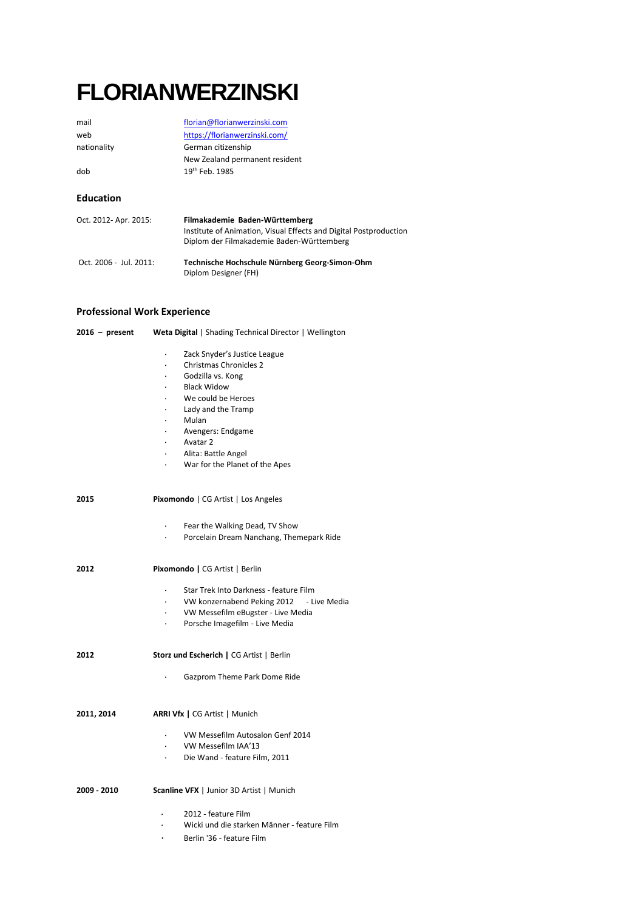# FLORIANWERZINSKI

| | |
|---|---|
| mail | florian@florianwerzinski.com |
| web | https://florianwerzinski.com/ |
| nationality | German citizenship<br>New Zealand permanent resident |
| dob | 19th Feb. 1985 |

## Education

| | |
|---|---|
| Oct. 2012- Apr. 2015: | **Filmakademie Baden-Württemberg**<br>Institute of Animation, Visual Effects and Digital Postproduction<br>Diplom der Filmakademie Baden-Württemberg |
| Oct. 2006 - Jul. 2011: | **Technische Hochschule Nürnberg Georg-Simon-Ohm**<br>Diplom Designer (FH) |

## Professional Work Experience

**2016 – present** **Weta Digital** | Shading Technical Director | Wellington

- Zack Snyder's Justice League
- Christmas Chronicles 2
- Godzilla vs. Kong
- Black Widow
- We could be Heroes
- Lady and the Tramp
- Mulan
- Avengers: Endgame
- Avatar 2
- Alita: Battle Angel
- War for the Planet of the Apes

**2015** **Pixomondo** | CG Artist | Los Angeles

- Fear the Walking Dead, TV Show
- Porcelain Dream Nanchang, Themepark Ride

**2012** **Pixomondo |** CG Artist | Berlin

- Star Trek Into Darkness - feature Film
- VW konzernabend Peking 2012 - Live Media
- VW Messefilm eBugster - Live Media
- Porsche Imagefilm - Live Media

**2012** **Storz und Escherich |** CG Artist | Berlin

- Gazprom Theme Park Dome Ride

**2011, 2014** **ARRI Vfx |** CG Artist | Munich

- VW Messefilm Autosalon Genf 2014
- VW Messefilm IAA'13
- Die Wand - feature Film, 2011

**2009 - 2010** **Scanline VFX** | Junior 3D Artist | Munich

- 2012 - feature Film
- Wicki und die starken Männer - feature Film
- Berlin '36 - feature Film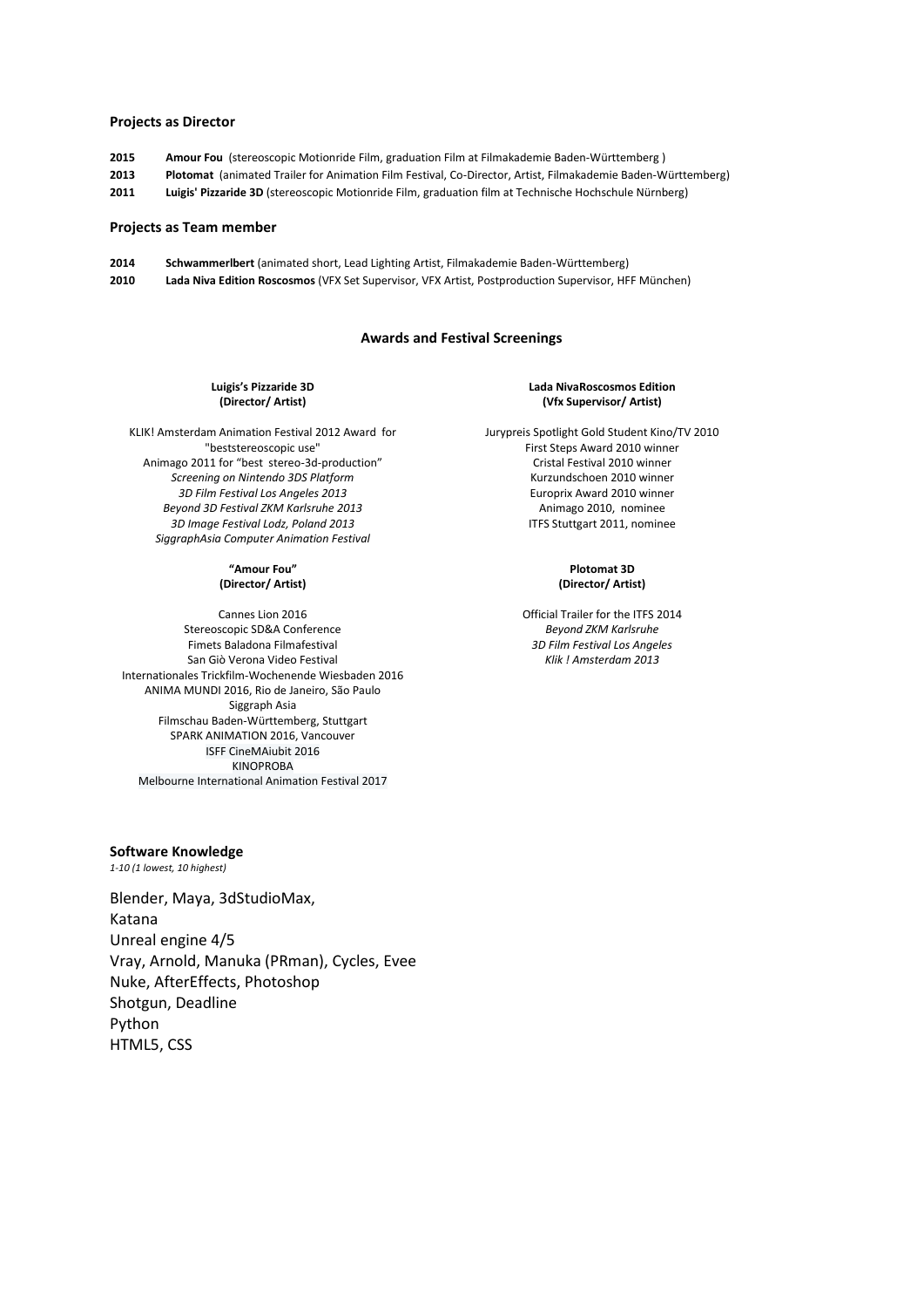### Projects as Director

**2015** **Amour Fou** (stereoscopic Motionride Film, graduation Film at Filmakademie Baden-Württemberg )
**2013** **Plotomat** (animated Trailer for Animation Film Festival, Co-Director, Artist, Filmakademie Baden-Württemberg)
**2011** **Luigis' Pizzaride 3D** (stereoscopic Motionride Film, graduation film at Technische Hochschule Nürnberg)

### Projects as Team member

**2014** **Schwammerlbert** (animated short, Lead Lighting Artist, Filmakademie Baden-Württemberg)
**2010** **Lada Niva Edition Roscosmos** (VFX Set Supervisor, VFX Artist, Postproduction Supervisor, HFF München)

### Awards and Festival Screenings

**Luigis's Pizzaride 3D**
**(Director/ Artist)**

KLIK! Amsterdam Animation Festival 2012 Award for "beststereoscopic use"
Animago 2011 for "best stereo-3d-production"
*Screening on Nintendo 3DS Platform*
*3D Film Festival Los Angeles 2013*
*Beyond 3D Festival ZKM Karlsruhe 2013*
*3D Image Festival Lodz, Poland 2013*
*SiggraphAsia Computer Animation Festival*

**"Amour Fou"**
**(Director/ Artist)**

Cannes Lion 2016
Stereoscopic SD&A Conference
Fimets Baladona Filmafestival
San Giò Verona Video Festival
Internationales Trickfilm-Wochenende Wiesbaden 2016
ANIMA MUNDI 2016, Rio de Janeiro, São Paulo
Siggraph Asia
Filmschau Baden-Württemberg, Stuttgart
SPARK ANIMATION 2016, Vancouver
ISFF CineMAiubit 2016
KINOPROBA
Melbourne International Animation Festival 2017

**Lada NivaRoscosmos Edition**
**(Vfx Supervisor/ Artist)**

Jurypreis Spotlight Gold Student Kino/TV 2010
First Steps Award 2010 winner
Cristal Festival 2010 winner
Kurzundschoen 2010 winner
Europrix Award 2010 winner
Animago 2010, nominee
ITFS Stuttgart 2011, nominee

**Plotomat 3D**
**(Director/ Artist)**

Official Trailer for the ITFS 2014
*Beyond ZKM Karlsruhe*
*3D Film Festival Los Angeles*
*Klik ! Amsterdam 2013*

### Software Knowledge

*1-10 (1 lowest, 10 highest)*

Blender, Maya, 3dStudioMax,
Katana
Unreal engine 4/5
Vray, Arnold, Manuka (PRman), Cycles, Evee
Nuke, AfterEffects, Photoshop
Shotgun, Deadline
Python
HTML5, CSS